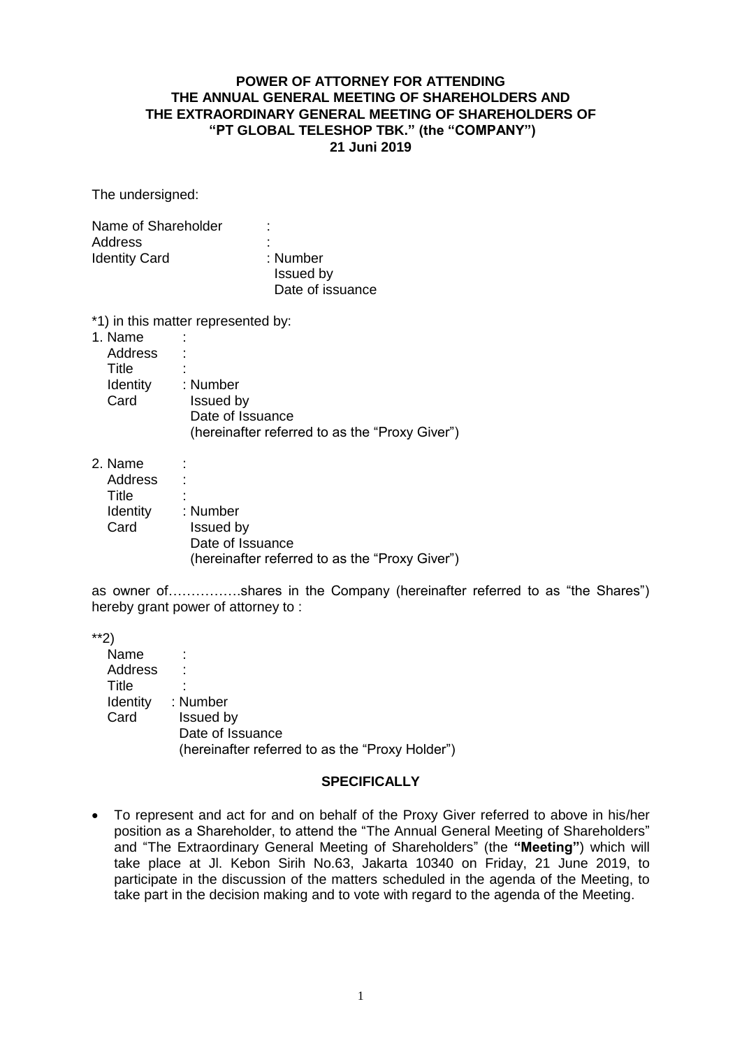**POWER OF ATTORNEY FOR ATTENDING THE ANNUAL GENERAL MEETING OF SHAREHOLDERS AND THE EXTRAORDINARY GENERAL MEETING OF SHAREHOLDERS OF "PT GLOBAL TELESHOP TBK." (the "COMPANY") 21 Juni 2019**

The undersigned:

Name of Shareholder :
Address :
Identity Card : Number
Issued by
Date of issuance

*1) in this matter represented by:

1. Name :
   Address :
   Title :
   Identity Card : Number
   Issued by
   Date of Issuance
   (hereinafter referred to as the "Proxy Giver")

2. Name :
   Address :
   Title :
   Identity Card : Number
   Issued by
   Date of Issuance
   (hereinafter referred to as the "Proxy Giver")

as owner of…………….shares in the Company (hereinafter referred to as "the Shares") hereby grant power of attorney to :

**2)

Name :
Address :
Title :
Identity Card : Number
Issued by
Date of Issuance
(hereinafter referred to as the "Proxy Holder")

**SPECIFICALLY**

- To represent and act for and on behalf of the Proxy Giver referred to above in his/her position as a Shareholder, to attend the "The Annual General Meeting of Shareholders" and "The Extraordinary General Meeting of Shareholders" (the **"Meeting"**) which will take place at Jl. Kebon Sirih No.63, Jakarta 10340 on Friday, 21 June 2019, to participate in the discussion of the matters scheduled in the agenda of the Meeting, to take part in the decision making and to vote with regard to the agenda of the Meeting.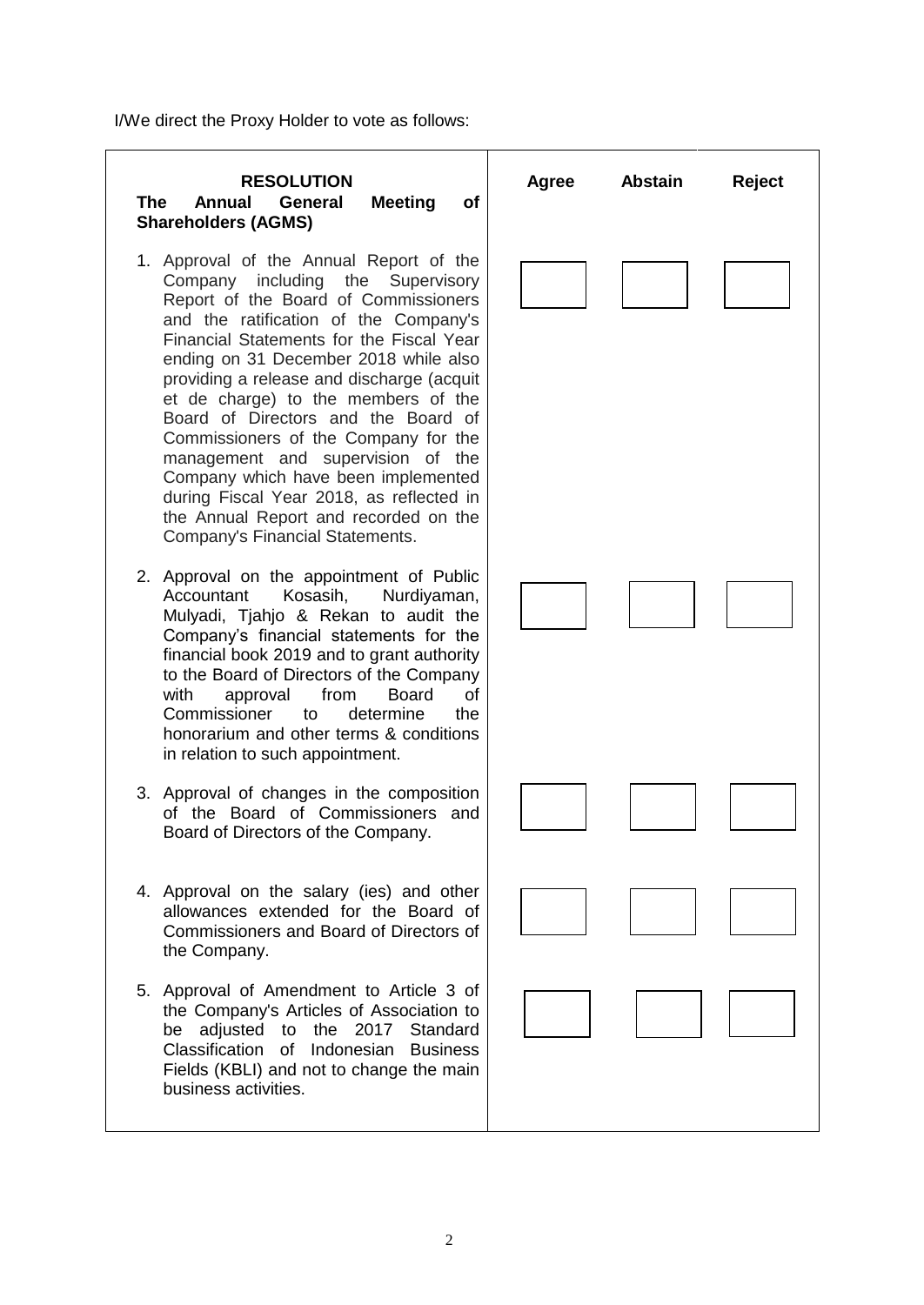I/We direct the Proxy Holder to vote as follows:

| **RESOLUTION** **The Annual General Meeting of Shareholders (AGMS)** | **Agree** | **Abstain** | **Reject** |
|---|---|---|---|
| 1. Approval of the Annual Report of the Company including the Supervisory Report of the Board of Commissioners and the ratification of the Company's Financial Statements for the Fiscal Year ending on 31 December 2018 while also providing a release and discharge (acquit et de charge) to the members of the Board of Directors and the Board of Commissioners of the Company for the management and supervision of the Company which have been implemented during Fiscal Year 2018, as reflected in the Annual Report and recorded on the Company's Financial Statements. | | | |
| 2. Approval on the appointment of Public Accountant Kosasih, Nurdiyaman, Mulyadi, Tjahjo & Rekan to audit the Company's financial statements for the financial book 2019 and to grant authority to the Board of Directors of the Company with approval from Board of Commissioner to determine the honorarium and other terms & conditions in relation to such appointment. | | | |
| 3. Approval of changes in the composition of the Board of Commissioners and Board of Directors of the Company. | | | |
| 4. Approval on the salary (ies) and other allowances extended for the Board of Commissioners and Board of Directors of the Company. | | | |
| 5. Approval of Amendment to Article 3 of the Company's Articles of Association to be adjusted to the 2017 Standard Classification of Indonesian Business Fields (KBLI) and not to change the main business activities. | | | |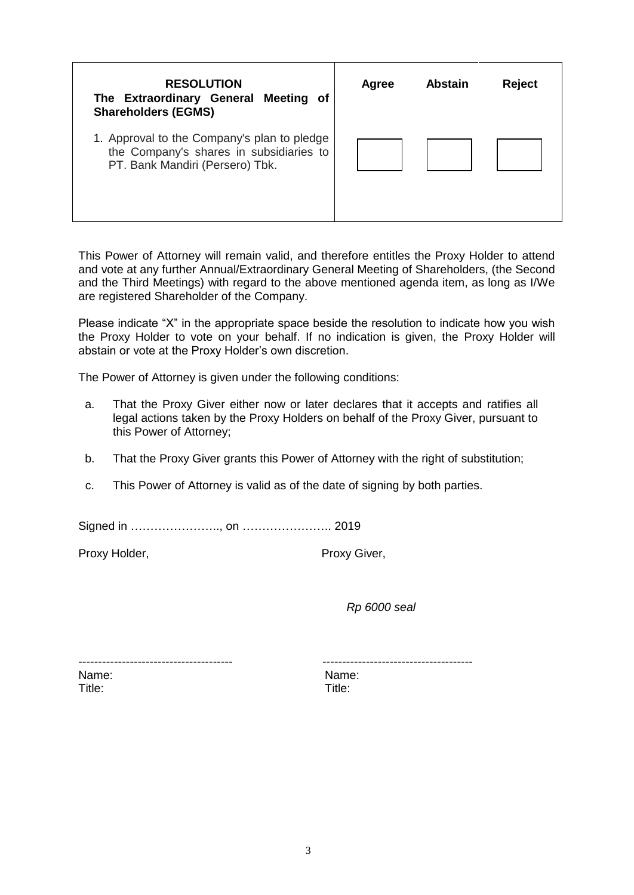| **RESOLUTION** **The Extraordinary General Meeting of Shareholders (EGMS)** | **Agree** | **Abstain** | **Reject** |
|---|---|---|---|
| 1. Approval to the Company's plan to pledge the Company's shares in subsidiaries to PT. Bank Mandiri (Persero) Tbk. | | | |

This Power of Attorney will remain valid, and therefore entitles the Proxy Holder to attend and vote at any further Annual/Extraordinary General Meeting of Shareholders, (the Second and the Third Meetings) with regard to the above mentioned agenda item, as long as I/We are registered Shareholder of the Company.

Please indicate "X" in the appropriate space beside the resolution to indicate how you wish the Proxy Holder to vote on your behalf. If no indication is given, the Proxy Holder will abstain or vote at the Proxy Holder's own discretion.

The Power of Attorney is given under the following conditions:

a. That the Proxy Giver either now or later declares that it accepts and ratifies all legal actions taken by the Proxy Holders on behalf of the Proxy Giver, pursuant to this Power of Attorney;

b. That the Proxy Giver grants this Power of Attorney with the right of substitution;

c. This Power of Attorney is valid as of the date of signing by both parties.

Signed in ………………….., on ………………….. 2019

Proxy Holder,

Proxy Giver,

*Rp 6000 seal*

--------------------------------------
Name:
Title:

-------------------------------------
Name:
Title: